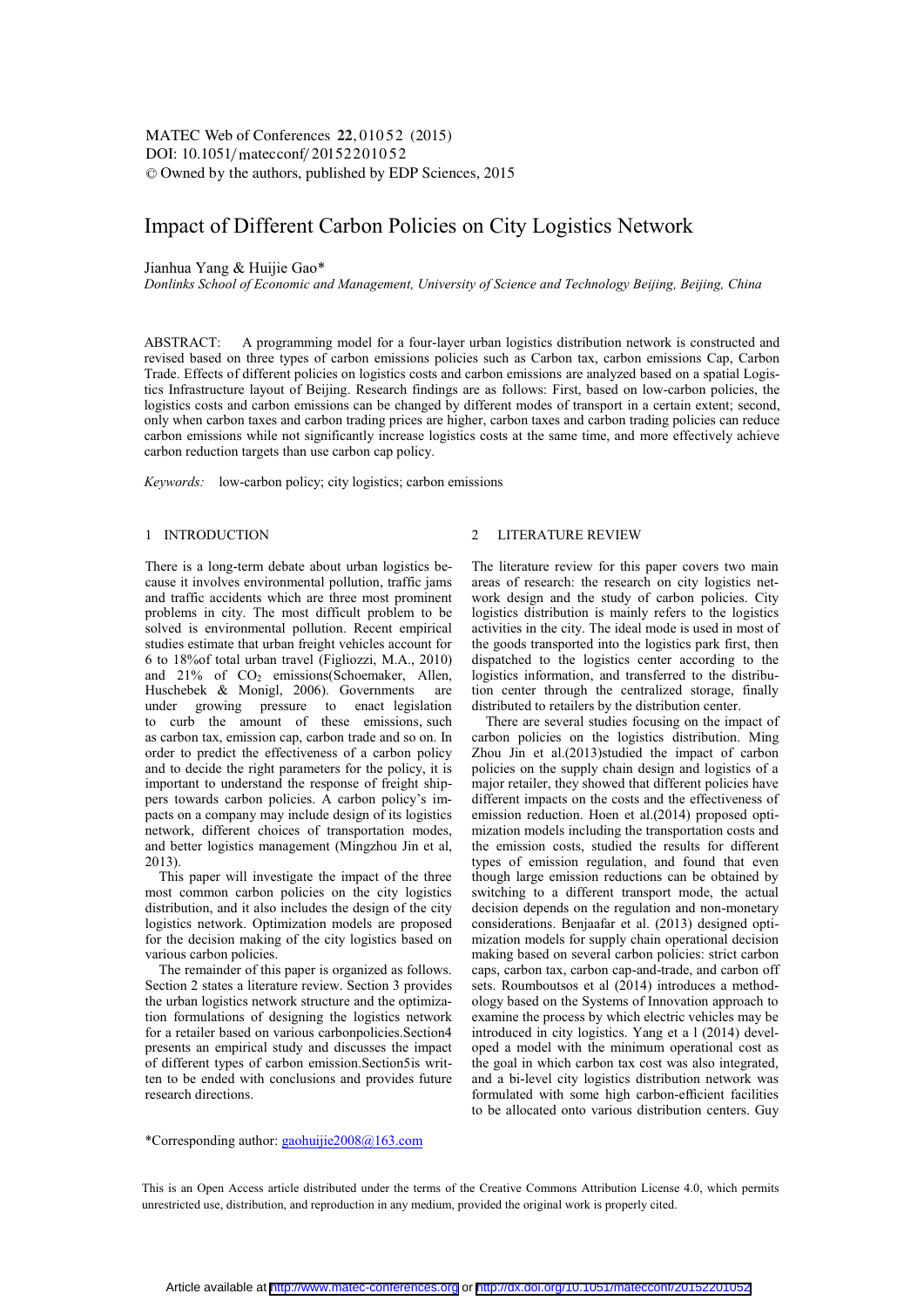# Impact of Different Carbon Policies on City Logistics Network

Jianhua Yang & Huijie Gao*

*Donlinks School of Economic and Management, University of Science and Technology Beijing, Beijing, China*

ABSTRACT: A programming model for a four-layer urban logistics distribution network is constructed and revised based on three types of carbon emissions policies such as Carbon tax, carbon emissions Cap, Carbon Trade. Effects of different policies on logistics costs and carbon emissions are analyzed based on a spatial Logistics Infrastructure layout of Beijing. Research findings are as follows: First, based on low-carbon policies, the logistics costs and carbon emissions can be changed by different modes of transport in a certain extent; second, only when carbon taxes and carbon trading prices are higher, carbon taxes and carbon trading policies can reduce carbon emissions while not significantly increase logistics costs at the same time, and more effectively achieve carbon reduction targets than use carbon cap policy.

*Keywords:* low-carbon policy; city logistics; carbon emissions

## 1 INTRODUCTION

There is a long-term debate about urban logistics because it involves environmental pollution, traffic jams and traffic accidents which are three most prominent problems in city. The most difficult problem to be solved is environmental pollution. Recent empirical studies estimate that urban freight vehicles account for 6 to 18%of total urban travel (Figliozzi, M.A., 2010) and 21% of $CO_2$ emissions(Schoemaker, Allen, Huschebek & Monigl, 2006). Governments are under growing pressure to enact legislation to curb the amount of these emissions, such as carbon tax, emission cap, carbon trade and so on. In order to predict the effectiveness of a carbon policy and to decide the right parameters for the policy, it is important to understand the response of freight shippers towards carbon policies. A carbon policy's impacts on a company may include design of its logistics network, different choices of transportation modes, and better logistics management (Mingzhou Jin et al, 2013).

This paper will investigate the impact of the three most common carbon policies on the city logistics distribution, and it also includes the design of the city logistics network. Optimization models are proposed for the decision making of the city logistics based on various carbon policies.

The remainder of this paper is organized as follows. Section 2 states a literature review. Section 3 provides the urban logistics network structure and the optimization formulations of designing the logistics network for a retailer based on various carbonpolicies.Section4 presents an empirical study and discusses the impact of different types of carbon emission.Section5is written to be ended with conclusions and provides future research directions.

## 2 LITERATURE REVIEW

The literature review for this paper covers two main areas of research: the research on city logistics network design and the study of carbon policies. City logistics distribution is mainly refers to the logistics activities in the city. The ideal mode is used in most of the goods transported into the logistics park first, then dispatched to the logistics center according to the logistics information, and transferred to the distribution center through the centralized storage, finally distributed to retailers by the distribution center.

There are several studies focusing on the impact of carbon policies on the logistics distribution. Ming Zhou Jin et al.(2013)studied the impact of carbon policies on the supply chain design and logistics of a major retailer, they showed that different policies have different impacts on the costs and the effectiveness of emission reduction. Hoen et al.(2014) proposed optimization models including the transportation costs and the emission costs, studied the results for different types of emission regulation, and found that even though large emission reductions can be obtained by switching to a different transport mode, the actual decision depends on the regulation and non-monetary considerations. Benjaafar et al. (2013) designed optimization models for supply chain operational decision making based on several carbon policies: strict carbon caps, carbon tax, carbon cap-and-trade, and carbon off sets. Roumboutsos et al (2014) introduces a methodology based on the Systems of Innovation approach to examine the process by which electric vehicles may be introduced in city logistics. Yang et a l (2014) developed a model with the minimum operational cost as the goal in which carbon tax cost was also integrated, and a bi-level city logistics distribution network was formulated with some high carbon-efficient facilities to be allocated onto various distribution centers. Guy

*Corresponding author: gaohuijie2008@163.com

This is an Open Access article distributed under the terms of the Creative Commons Attribution License 4.0, which permits unrestricted use, distribution, and reproduction in any medium, provided the original work is properly cited.

Article available at http://www.matec-conferences.org or http://dx.doi.org/10.1051/matecconf/20152201052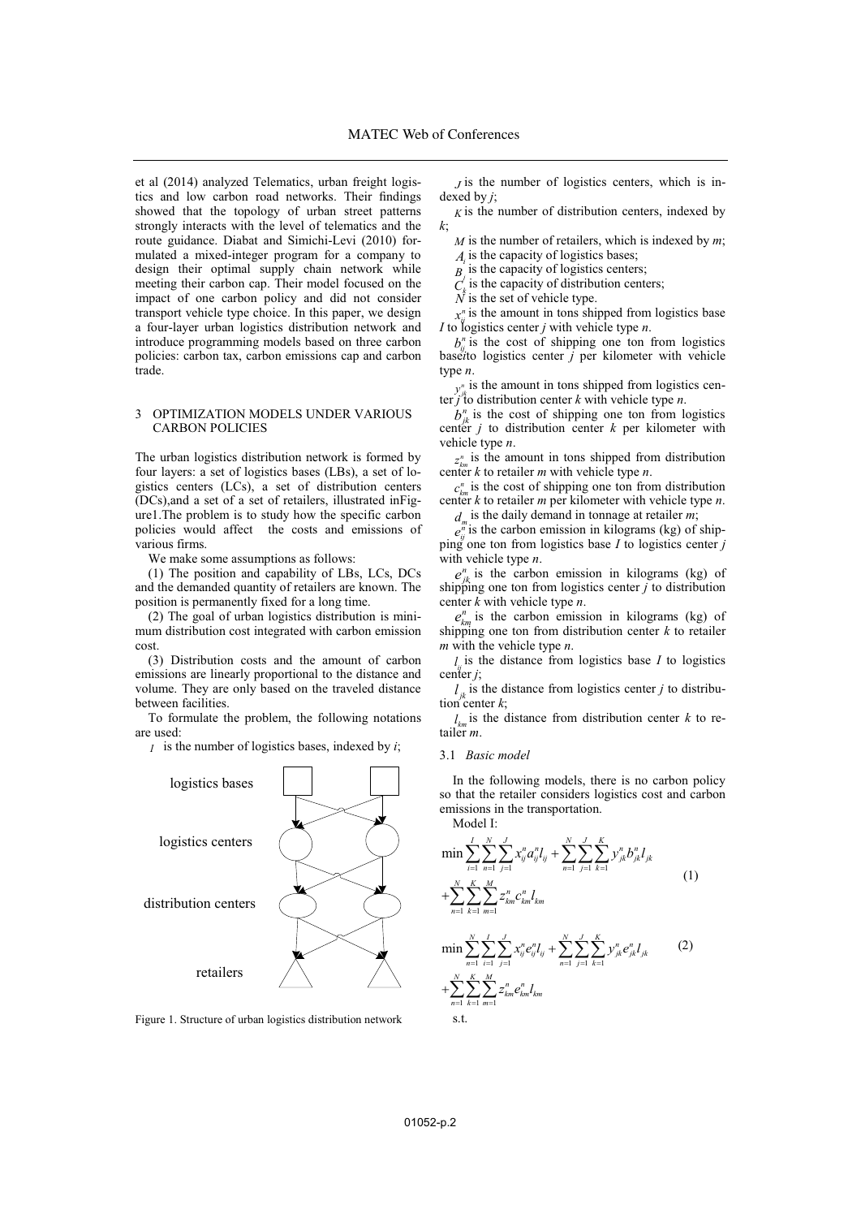et al (2014) analyzed Telematics, urban freight logistics and low carbon road networks. Their findings showed that the topology of urban street patterns strongly interacts with the level of telematics and the route guidance. Diabat and Simichi-Levi (2010) formulated a mixed-integer program for a company to design their optimal supply chain network while meeting their carbon cap. Their model focused on the impact of one carbon policy and did not consider transport vehicle type choice. In this paper, we design a four-layer urban logistics distribution network and introduce programming models based on three carbon policies: carbon tax, carbon emissions cap and carbon trade.

## 3 OPTIMIZATION MODELS UNDER VARIOUS CARBON POLICIES

The urban logistics distribution network is formed by four layers: a set of logistics bases (LBs), a set of logistics centers (LCs), a set of distribution centers (DCs),and a set of a set of retailers, illustrated inFigure1.The problem is to study how the specific carbon policies would affect the costs and emissions of various firms.

We make some assumptions as follows:

(1) The position and capability of LBs, LCs, DCs and the demanded quantity of retailers are known. The position is permanently fixed for a long time.

(2) The goal of urban logistics distribution is minimum distribution cost integrated with carbon emission cost.

(3) Distribution costs and the amount of carbon emissions are linearly proportional to the distance and volume. They are only based on the traveled distance between facilities.

To formulate the problem, the following notations are used:

$I$ is the number of logistics bases, indexed by $i$;

Figure 1. Structure of urban logistics distribution network

$J$ is the number of logistics centers, which is indexed by $j$;

$K$ is the number of distribution centers, indexed by $k$;

$M$ is the number of retailers, which is indexed by $m$;

$A_i$ is the capacity of logistics bases;

$B_j$ is the capacity of logistics centers;

$C_k$ is the capacity of distribution centers;

$N$ is the set of vehicle type.

$x_{ij}^n$ is the amount in tons shipped from logistics base $I$ to logistics center $j$ with vehicle type $n$.

$b_{ij}^n$ is the cost of shipping one ton from logistics base $i$ to logistics center $j$ per kilometer with vehicle type $n$.

$y_{jk}^n$ is the amount in tons shipped from logistics center $j$ to distribution center $k$ with vehicle type $n$.

$b_{jk}^n$ is the cost of shipping one ton from logistics center $j$ to distribution center $k$ per kilometer with vehicle type $n$.

$z_{km}^n$ is the amount in tons shipped from distribution center $k$ to retailer $m$ with vehicle type $n$.

$c_{km}^n$ is the cost of shipping one ton from distribution center $k$ to retailer $m$ per kilometer with vehicle type $n$.

$d_m$ is the daily demand in tonnage at retailer $m$;

$e_{ij}^n$ is the carbon emission in kilograms (kg) of shipping one ton from logistics base $I$ to logistics center $j$ with vehicle type $n$.

$e_{jk}^n$ is the carbon emission in kilograms (kg) of shipping one ton from logistics center $j$ to distribution center $k$ with vehicle type $n$.

$e_{km}^n$ is the carbon emission in kilograms (kg) of shipping one ton from distribution center $k$ to retailer $m$ with the vehicle type $n$.

$l_{ij}$ is the distance from logistics base $I$ to logistics center $j$;

$l_{jk}$ is the distance from logistics center $j$ to distribution center $k$;

$l_{km}$ is the distance from distribution center $k$ to retailer $m$.

### 3.1 *Basic model*

In the following models, there is no carbon policy so that the retailer considers logistics cost and carbon emissions in the transportation.

Model I:

$$\min \sum_{i=1}^{I}\sum_{n=1}^{N}\sum_{j=1}^{J} x_{ij}^n a_{ij}^n l_{ij} + \sum_{n=1}^{N}\sum_{j=1}^{J}\sum_{k=1}^{K} y_{jk}^n b_{jk}^n l_{jk} + \sum_{n=1}^{N}\sum_{k=1}^{K}\sum_{m=1}^{M} z_{km}^n c_{km}^n l_{km} \tag{1}$$

$$\min \sum_{n=1}^{N}\sum_{i=1}^{I}\sum_{j=1}^{J} x_{ij}^n e_{ij}^n l_{ij} + \sum_{n=1}^{N}\sum_{j=1}^{J}\sum_{k=1}^{K} y_{jk}^n e_{jk}^n l_{jk} + \sum_{n=1}^{N}\sum_{k=1}^{K}\sum_{m=1}^{M} z_{km}^n e_{km}^n l_{km} \tag{2}$$

s.t.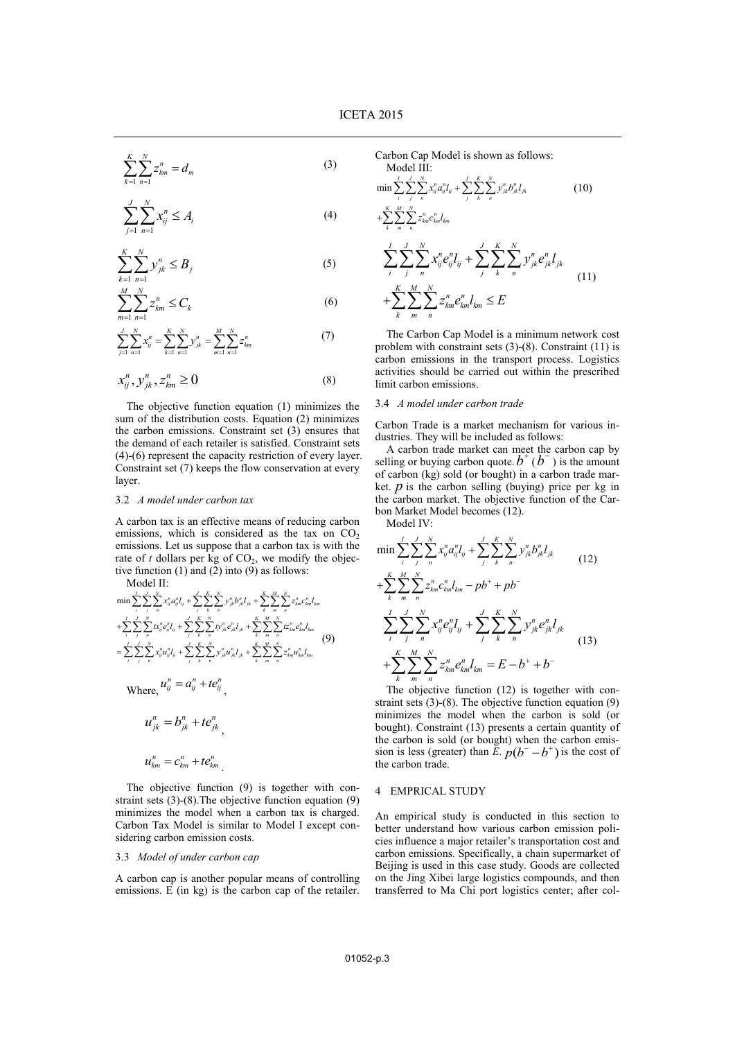$$\sum_{k=1}^{K}\sum_{n=1}^{N} z_{km}^{n} = d_m \tag{3}$$

$$\sum_{j=1}^{J}\sum_{n=1}^{N} x_{ij}^{n} \le A_i \tag{4}$$

$$\sum_{k=1}^{K}\sum_{n=1}^{N} y_{jk}^{n} \le B_j \tag{5}$$

$$\sum_{m=1}^{M}\sum_{n=1}^{N} z_{km}^{n} \le C_k \tag{6}$$

$$\sum_{j=1}^{J}\sum_{n=1}^{N} x_{ij}^{n} = \sum_{k=1}^{K}\sum_{n=1}^{N} y_{jk}^{n} = \sum_{m=1}^{M}\sum_{n=1}^{N} z_{km}^{n} \tag{7}$$

$$x_{ij}^{n}, y_{jk}^{n}, z_{km}^{n} \ge 0 \tag{8}$$

The objective function equation (1) minimizes the sum of the distribution costs. Equation (2) minimizes the carbon emissions. Constraint set (3) ensures that the demand of each retailer is satisfied. Constraint sets (4)-(6) represent the capacity restriction of every layer. Constraint set (7) keeps the flow conservation at every layer.

### 3.2 *A model under carbon tax*

A carbon tax is an effective means of reducing carbon emissions, which is considered as the tax on $CO_2$ emissions. Let us suppose that a carbon tax is with the rate of $t$ dollars per kg of $CO_2$, we modify the objective function (1) and (2) into (9) as follows:

Model II:

$$\begin{aligned}
&\min \sum_{i}^{I}\sum_{j}^{J}\sum_{n}^{N} x_{ij}^{n} a_{ij}^{n} l_{ij} + \sum_{j}^{J}\sum_{k}^{K}\sum_{n}^{N} y_{jk}^{n} b_{jk}^{n} l_{jk} + \sum_{k}^{K}\sum_{m}^{M}\sum_{n}^{N} z_{km}^{n} c_{km}^{n} l_{km} \\
&+ \sum_{i}^{I}\sum_{j}^{J}\sum_{n}^{N} t x_{ij}^{n} e_{ij}^{n} l_{ij} + \sum_{j}^{J}\sum_{k}^{K}\sum_{n}^{N} t y_{jk}^{n} e_{jk}^{n} l_{jk} + \sum_{k}^{K}\sum_{m}^{M}\sum_{n}^{N} t z_{km}^{n} e_{km}^{n} l_{km} \\
&= \sum_{i}^{I}\sum_{j}^{J}\sum_{n}^{N} x_{ij}^{n} u_{ij}^{n} l_{ij} + \sum_{j}^{J}\sum_{k}^{K}\sum_{n}^{N} y_{jk}^{n} u_{jk}^{n} l_{jk} + \sum_{k}^{K}\sum_{m}^{M}\sum_{n}^{N} z_{km}^{n} u_{km}^{n} l_{km}
\end{aligned} \tag{9}$$

Where, $u_{ij}^{n} = a_{ij}^{n} + t e_{ij}^{n}$,

$u_{jk}^{n} = b_{jk}^{n} + t e_{jk}^{n}$,

$u_{km}^{n} = c_{km}^{n} + t e_{km}^{n}$.

The objective function (9) is together with constraint sets (3)-(8).The objective function equation (9) minimizes the model when a carbon tax is charged. Carbon Tax Model is similar to Model I except considering carbon emission costs.

### 3.3 *Model of under carbon cap*

A carbon cap is another popular means of controlling emissions. E (in kg) is the carbon cap of the retailer. Carbon Cap Model is shown as follows:

Model III:

$$\min \sum_{i}^{I}\sum_{j}^{J}\sum_{n}^{N} x_{ij}^{n} a_{ij}^{n} l_{ij} + \sum_{j}^{J}\sum_{k}^{K}\sum_{n}^{N} y_{jk}^{n} b_{jk}^{n} l_{jk} + \sum_{k}^{K}\sum_{m}^{M}\sum_{n}^{N} z_{km}^{n} c_{km}^{n} l_{km} \tag{10}$$

$$\sum_{i}^{I}\sum_{j}^{J}\sum_{n}^{N} x_{ij}^{n} e_{ij}^{n} l_{ij} + \sum_{j}^{J}\sum_{k}^{K}\sum_{n}^{N} y_{jk}^{n} e_{jk}^{n} l_{jk} + \sum_{k}^{K}\sum_{m}^{M}\sum_{n}^{N} z_{km}^{n} e_{km}^{n} l_{km} \le E \tag{11}$$

The Carbon Cap Model is a minimum network cost problem with constraint sets (3)-(8). Constraint (11) is carbon emissions in the transport process. Logistics activities should be carried out within the prescribed limit carbon emissions.

### 3.4 *A model under carbon trade*

Carbon Trade is a market mechanism for various industries. They will be included as follows:

A carbon trade market can meet the carbon cap by selling or buying carbon quote. $b^{+}$ ($b^{-}$) is the amount of carbon (kg) sold (or bought) in a carbon trade market. $p$ is the carbon selling (buying) price per kg in the carbon market. The objective function of the Carbon Market Model becomes (12).

Model IV:

$$\min \sum_{i}^{I}\sum_{j}^{J}\sum_{n}^{N} x_{ij}^{n} a_{ij}^{n} l_{ij} + \sum_{j}^{J}\sum_{k}^{K}\sum_{n}^{N} y_{jk}^{n} b_{jk}^{n} l_{jk} + \sum_{k}^{K}\sum_{m}^{M}\sum_{n}^{N} z_{km}^{n} c_{km}^{n} l_{km} - pb^{+} + pb^{-} \tag{12}$$

$$\sum_{i}^{I}\sum_{j}^{J}\sum_{n}^{N} x_{ij}^{n} e_{ij}^{n} l_{ij} + \sum_{j}^{J}\sum_{k}^{K}\sum_{n}^{N} y_{jk}^{n} e_{jk}^{n} l_{jk} + \sum_{k}^{K}\sum_{m}^{M}\sum_{n}^{N} z_{km}^{n} e_{km}^{n} l_{km} = E - b^{+} + b^{-} \tag{13}$$

The objective function (12) is together with constraint sets (3)-(8). The objective function equation (9) minimizes the model when the carbon is sold (or bought). Constraint (13) presents a certain quantity of the carbon is sold (or bought) when the carbon emission is less (greater) than *E*. $p(b^{-} - b^{+})$ is the cost of the carbon trade.

## 4 EMPRICAL STUDY

An empirical study is conducted in this section to better understand how various carbon emission policies influence a major retailer's transportation cost and carbon emissions. Specifically, a chain supermarket of Beijing is used in this case study. Goods are collected on the Jing Xibei large logistics compounds, and then transferred to Ma Chi port logistics center; after col-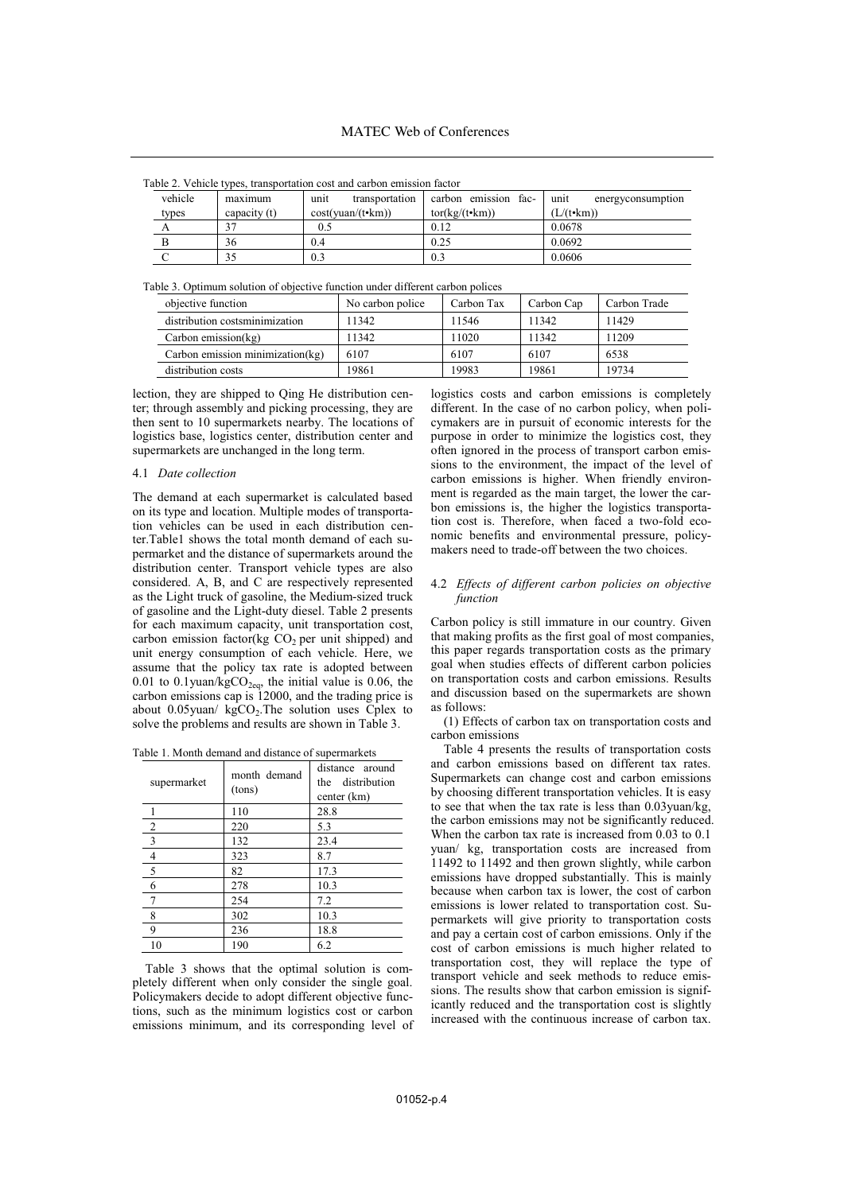Table 2. Vehicle types, transportation cost and carbon emission factor

| vehicle types | maximum capacity (t) | unit transportation cost(yuan/(t•km)) | carbon emission factor(kg/(t•km)) | unit energyconsumption (L/(t•km)) |
|---|---|---|---|---|
| A | 37 | 0.5 | 0.12 | 0.0678 |
| B | 36 | 0.4 | 0.25 | 0.0692 |
| C | 35 | 0.3 | 0.3 | 0.0606 |

Table 3. Optimum solution of objective function under different carbon polices

| objective function | No carbon police | Carbon Tax | Carbon Cap | Carbon Trade |
|---|---|---|---|---|
| distribution costsminimization | 11342 | 11546 | 11342 | 11429 |
| Carbon emission(kg) | 11342 | 11020 | 11342 | 11209 |
| Carbon emission minimization(kg) | 6107 | 6107 | 6107 | 6538 |
| distribution costs | 19861 | 19983 | 19861 | 19734 |

lection, they are shipped to Qing He distribution center; through assembly and picking processing, they are then sent to 10 supermarkets nearby. The locations of logistics base, logistics center, distribution center and supermarkets are unchanged in the long term.

### 4.1 *Date collection*

The demand at each supermarket is calculated based on its type and location. Multiple modes of transportation vehicles can be used in each distribution center.Table1 shows the total month demand of each supermarket and the distance of supermarkets around the distribution center. Transport vehicle types are also considered. A, B, and C are respectively represented as the Light truck of gasoline, the Medium-sized truck of gasoline and the Light-duty diesel. Table 2 presents for each maximum capacity, unit transportation cost, carbon emission factor(kg $CO_2$ per unit shipped) and unit energy consumption of each vehicle. Here, we assume that the policy tax rate is adopted between 0.01 to 0.1yuan/kg$CO_{2eq}$, the initial value is 0.06, the carbon emissions cap is 12000, and the trading price is about 0.05yuan/ kg$CO_2$.The solution uses Cplex to solve the problems and results are shown in Table 3.

Table 1. Month demand and distance of supermarkets

| supermarket | month demand (tons) | distance around the distribution center (km) |
|---|---|---|
| 1 | 110 | 28.8 |
| 2 | 220 | 5.3 |
| 3 | 132 | 23.4 |
| 4 | 323 | 8.7 |
| 5 | 82 | 17.3 |
| 6 | 278 | 10.3 |
| 7 | 254 | 7.2 |
| 8 | 302 | 10.3 |
| 9 | 236 | 18.8 |
| 10 | 190 | 6.2 |

Table 3 shows that the optimal solution is completely different when only consider the single goal. Policymakers decide to adopt different objective functions, such as the minimum logistics cost or carbon emissions minimum, and its corresponding level of logistics costs and carbon emissions is completely different. In the case of no carbon policy, when policymakers are in pursuit of economic interests for the purpose in order to minimize the logistics cost, they often ignored in the process of transport carbon emissions to the environment, the impact of the level of carbon emissions is higher. When friendly environment is regarded as the main target, the lower the carbon emissions is, the higher the logistics transportation cost is. Therefore, when faced a two-fold economic benefits and environmental pressure, policymakers need to trade-off between the two choices.

### 4.2 *Effects of different carbon policies on objective function*

Carbon policy is still immature in our country. Given that making profits as the first goal of most companies, this paper regards transportation costs as the primary goal when studies effects of different carbon policies on transportation costs and carbon emissions. Results and discussion based on the supermarkets are shown as follows:

(1) Effects of carbon tax on transportation costs and carbon emissions

Table 4 presents the results of transportation costs and carbon emissions based on different tax rates. Supermarkets can change cost and carbon emissions by choosing different transportation vehicles. It is easy to see that when the tax rate is less than 0.03yuan/kg, the carbon emissions may not be significantly reduced. When the carbon tax rate is increased from 0.03 to 0.1 yuan/ kg, transportation costs are increased from 11492 to 11492 and then grown slightly, while carbon emissions have dropped substantially. This is mainly because when carbon tax is lower, the cost of carbon emissions is lower related to transportation cost. Supermarkets will give priority to transportation costs and pay a certain cost of carbon emissions. Only if the cost of carbon emissions is much higher related to transportation cost, they will replace the type of transport vehicle and seek methods to reduce emissions. The results show that carbon emission is significantly reduced and the transportation cost is slightly increased with the continuous increase of carbon tax.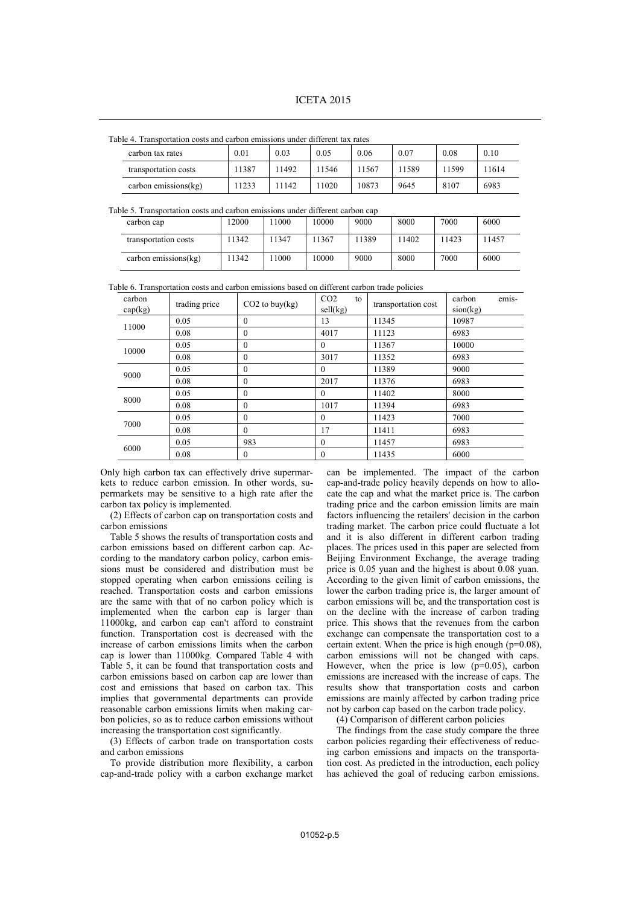Table 4. Transportation costs and carbon emissions under different tax rates

| carbon tax rates | 0.01 | 0.03 | 0.05 | 0.06 | 0.07 | 0.08 | 0.10 |
|---|---|---|---|---|---|---|---|
| transportation costs | 11387 | 11492 | 11546 | 11567 | 11589 | 11599 | 11614 |
| carbon emissions(kg) | 11233 | 11142 | 11020 | 10873 | 9645 | 8107 | 6983 |

Table 5. Transportation costs and carbon emissions under different carbon cap

| carbon cap | 12000 | 11000 | 10000 | 9000 | 8000 | 7000 | 6000 |
|---|---|---|---|---|---|---|---|
| transportation costs | 11342 | 11347 | 11367 | 11389 | 11402 | 11423 | 11457 |
| carbon emissions(kg) | 11342 | 11000 | 10000 | 9000 | 8000 | 7000 | 6000 |

Table 6. Transportation costs and carbon emissions based on different carbon trade policies

| carbon cap(kg) | trading price | $CO_2$ to buy(kg) | $CO_2$ to sell(kg) | transportation cost | carbon emission(kg) |
|---|---|---|---|---|---|
| 11000 | 0.05 | 0 | 13 | 11345 | 10987 |
| | 0.08 | 0 | 4017 | 11123 | 6983 |
| 10000 | 0.05 | 0 | 0 | 11367 | 10000 |
| | 0.08 | 0 | 3017 | 11352 | 6983 |
| 9000 | 0.05 | 0 | 0 | 11389 | 9000 |
| | 0.08 | 0 | 2017 | 11376 | 6983 |
| 8000 | 0.05 | 0 | 0 | 11402 | 8000 |
| | 0.08 | 0 | 1017 | 11394 | 6983 |
| 7000 | 0.05 | 0 | 0 | 11423 | 7000 |
| | 0.08 | 0 | 17 | 11411 | 6983 |
| 6000 | 0.05 | 983 | 0 | 11457 | 6983 |
| | 0.08 | 0 | 0 | 11435 | 6000 |

Only high carbon tax can effectively drive supermarkets to reduce carbon emission. In other words, supermarkets may be sensitive to a high rate after the carbon tax policy is implemented.

(2) Effects of carbon cap on transportation costs and carbon emissions

Table 5 shows the results of transportation costs and carbon emissions based on different carbon cap. According to the mandatory carbon policy, carbon emissions must be considered and distribution must be stopped operating when carbon emissions ceiling is reached. Transportation costs and carbon emissions are the same with that of no carbon policy which is implemented when the carbon cap is larger than 11000kg, and carbon cap can't afford to constraint function. Transportation cost is decreased with the increase of carbon emissions limits when the carbon cap is lower than 11000kg. Compared Table 4 with Table 5, it can be found that transportation costs and carbon emissions based on carbon cap are lower than cost and emissions that based on carbon tax. This implies that governmental departments can provide reasonable carbon emissions limits when making carbon policies, so as to reduce carbon emissions without increasing the transportation cost significantly.

(3) Effects of carbon trade on transportation costs and carbon emissions

To provide distribution more flexibility, a carbon cap-and-trade policy with a carbon exchange market can be implemented. The impact of the carbon cap-and-trade policy heavily depends on how to allocate the cap and what the market price is. The carbon trading price and the carbon emission limits are main factors influencing the retailers' decision in the carbon trading market. The carbon price could fluctuate a lot and it is also different in different carbon trading places. The prices used in this paper are selected from Beijing Environment Exchange, the average trading price is 0.05 yuan and the highest is about 0.08 yuan. According to the given limit of carbon emissions, the lower the carbon trading price is, the larger amount of carbon emissions will be, and the transportation cost is on the decline with the increase of carbon trading price. This shows that the revenues from the carbon exchange can compensate the transportation cost to a certain extent. When the price is high enough ($p=0.08$), carbon emissions will not be changed with caps. However, when the price is low ($p=0.05$), carbon emissions are increased with the increase of caps. The results show that transportation costs and carbon emissions are mainly affected by carbon trading price not by carbon cap based on the carbon trade policy.

(4) Comparison of different carbon policies

The findings from the case study compare the three carbon policies regarding their effectiveness of reducing carbon emissions and impacts on the transportation cost. As predicted in the introduction, each policy has achieved the goal of reducing carbon emissions.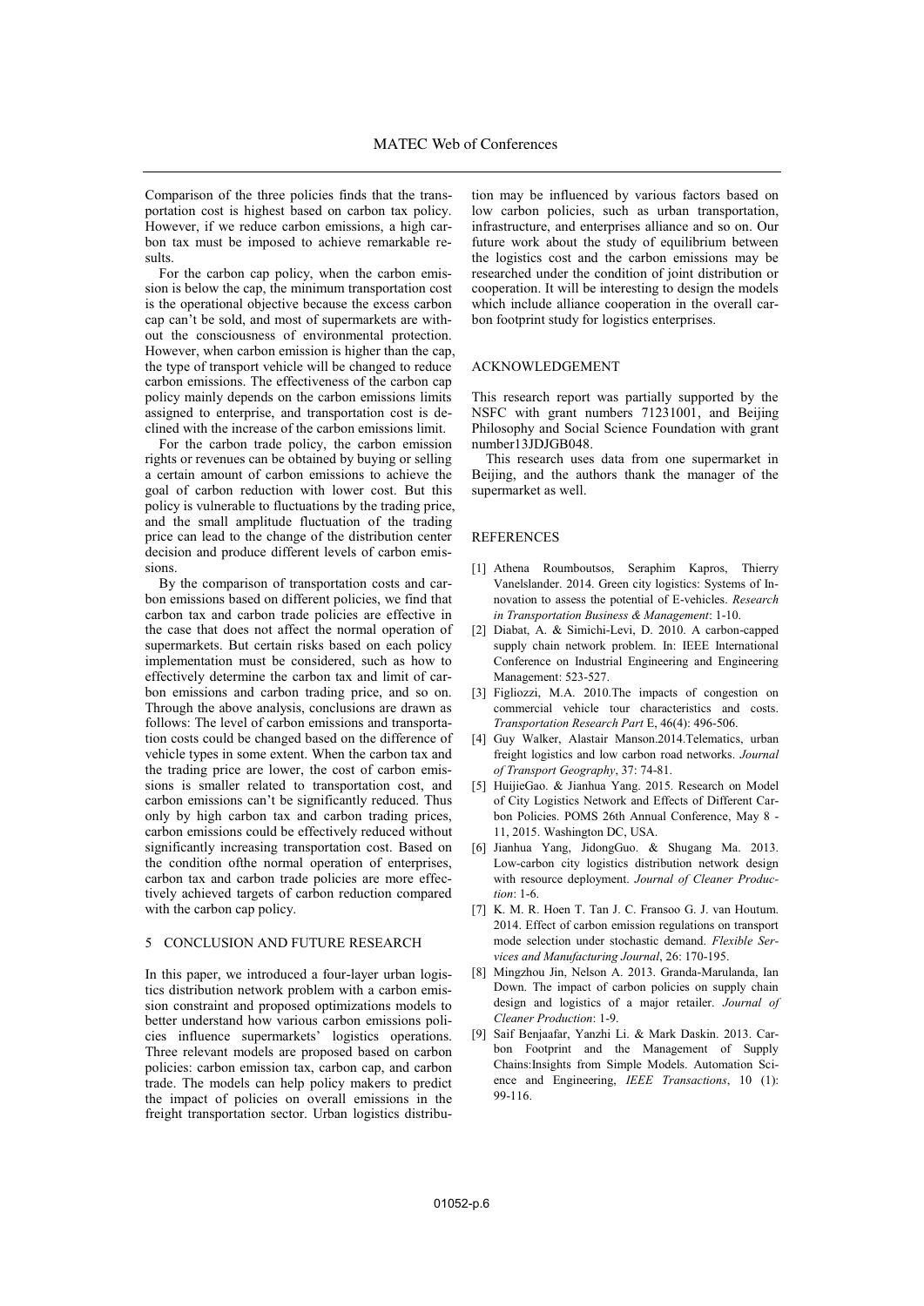Comparison of the three policies finds that the transportation cost is highest based on carbon tax policy. However, if we reduce carbon emissions, a high carbon tax must be imposed to achieve remarkable results.

For the carbon cap policy, when the carbon emission is below the cap, the minimum transportation cost is the operational objective because the excess carbon cap can't be sold, and most of supermarkets are without the consciousness of environmental protection. However, when carbon emission is higher than the cap, the type of transport vehicle will be changed to reduce carbon emissions. The effectiveness of the carbon cap policy mainly depends on the carbon emissions limits assigned to enterprise, and transportation cost is declined with the increase of the carbon emissions limit.

For the carbon trade policy, the carbon emission rights or revenues can be obtained by buying or selling a certain amount of carbon emissions to achieve the goal of carbon reduction with lower cost. But this policy is vulnerable to fluctuations by the trading price, and the small amplitude fluctuation of the trading price can lead to the change of the distribution center decision and produce different levels of carbon emissions.

By the comparison of transportation costs and carbon emissions based on different policies, we find that carbon tax and carbon trade policies are effective in the case that does not affect the normal operation of supermarkets. But certain risks based on each policy implementation must be considered, such as how to effectively determine the carbon tax and limit of carbon emissions and carbon trading price, and so on. Through the above analysis, conclusions are drawn as follows: The level of carbon emissions and transportation costs could be changed based on the difference of vehicle types in some extent. When the carbon tax and the trading price are lower, the cost of carbon emissions is smaller related to transportation cost, and carbon emissions can't be significantly reduced. Thus only by high carbon tax and carbon trading prices, carbon emissions could be effectively reduced without significantly increasing transportation cost. Based on the condition ofthe normal operation of enterprises, carbon tax and carbon trade policies are more effectively achieved targets of carbon reduction compared with the carbon cap policy.

## 5 CONCLUSION AND FUTURE RESEARCH

In this paper, we introduced a four-layer urban logistics distribution network problem with a carbon emission constraint and proposed optimizations models to better understand how various carbon emissions policies influence supermarkets' logistics operations. Three relevant models are proposed based on carbon policies: carbon emission tax, carbon cap, and carbon trade. The models can help policy makers to predict the impact of policies on overall emissions in the freight transportation sector. Urban logistics distribution may be influenced by various factors based on low carbon policies, such as urban transportation, infrastructure, and enterprises alliance and so on. Our future work about the study of equilibrium between the logistics cost and the carbon emissions may be researched under the condition of joint distribution or cooperation. It will be interesting to design the models which include alliance cooperation in the overall carbon footprint study for logistics enterprises.

## ACKNOWLEDGEMENT

This research report was partially supported by the NSFC with grant numbers 71231001, and Beijing Philosophy and Social Science Foundation with grant number13JDJGB048.

This research uses data from one supermarket in Beijing, and the authors thank the manager of the supermarket as well.

## REFERENCES

[1] Athena Roumboutsos, Seraphim Kapros, Thierry Vanelslander. 2014. Green city logistics: Systems of Innovation to assess the potential of E-vehicles. *Research in Transportation Business & Management*: 1-10.

[2] Diabat, A. & Simichi-Levi, D. 2010. A carbon-capped supply chain network problem. In: IEEE International Conference on Industrial Engineering and Engineering Management: 523-527.

[3] Figliozzi, M.A. 2010.The impacts of congestion on commercial vehicle tour characteristics and costs. *Transportation Research Part* E, 46(4): 496-506.

[4] Guy Walker, Alastair Manson.2014.Telematics, urban freight logistics and low carbon road networks. *Journal of Transport Geography*, 37: 74-81.

[5] HuijieGao. & Jianhua Yang. 2015. Research on Model of City Logistics Network and Effects of Different Carbon Policies. POMS 26th Annual Conference, May 8 - 11, 2015. Washington DC, USA.

[6] Jianhua Yang, JidongGuo. & Shugang Ma. 2013. Low-carbon city logistics distribution network design with resource deployment. *Journal of Cleaner Production*: 1-6.

[7] K. M. R. Hoen T. Tan J. C. Fransoo G. J. van Houtum. 2014. Effect of carbon emission regulations on transport mode selection under stochastic demand. *Flexible Services and Manufacturing Journal*, 26: 170-195.

[8] Mingzhou Jin, Nelson A. 2013. Granda-Marulanda, Ian Down. The impact of carbon policies on supply chain design and logistics of a major retailer. *Journal of Cleaner Production*: 1-9.

[9] Saif Benjaafar, Yanzhi Li. & Mark Daskin. 2013. Carbon Footprint and the Management of Supply Chains:Insights from Simple Models. Automation Science and Engineering, *IEEE Transactions*, 10 (1): 99-116.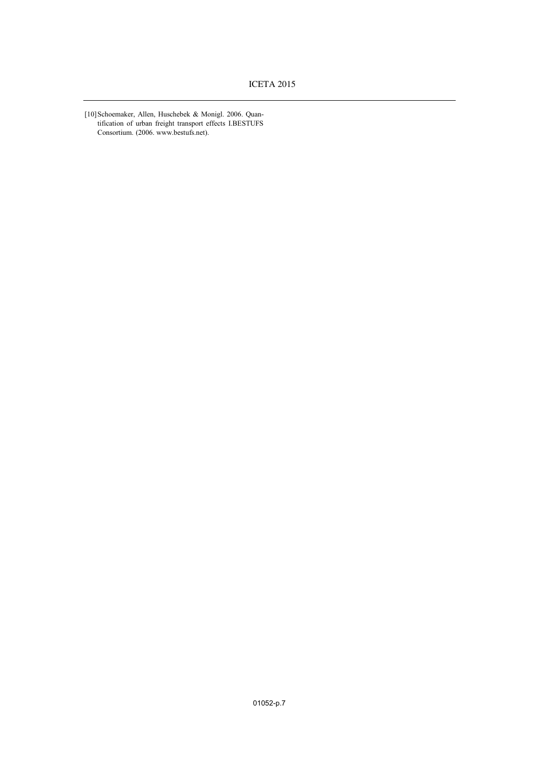[10] Schoemaker, Allen, Huschebek & Monigl. 2006. Quantification of urban freight transport effects I.BESTUFS Consortium. (2006. www.bestufs.net).